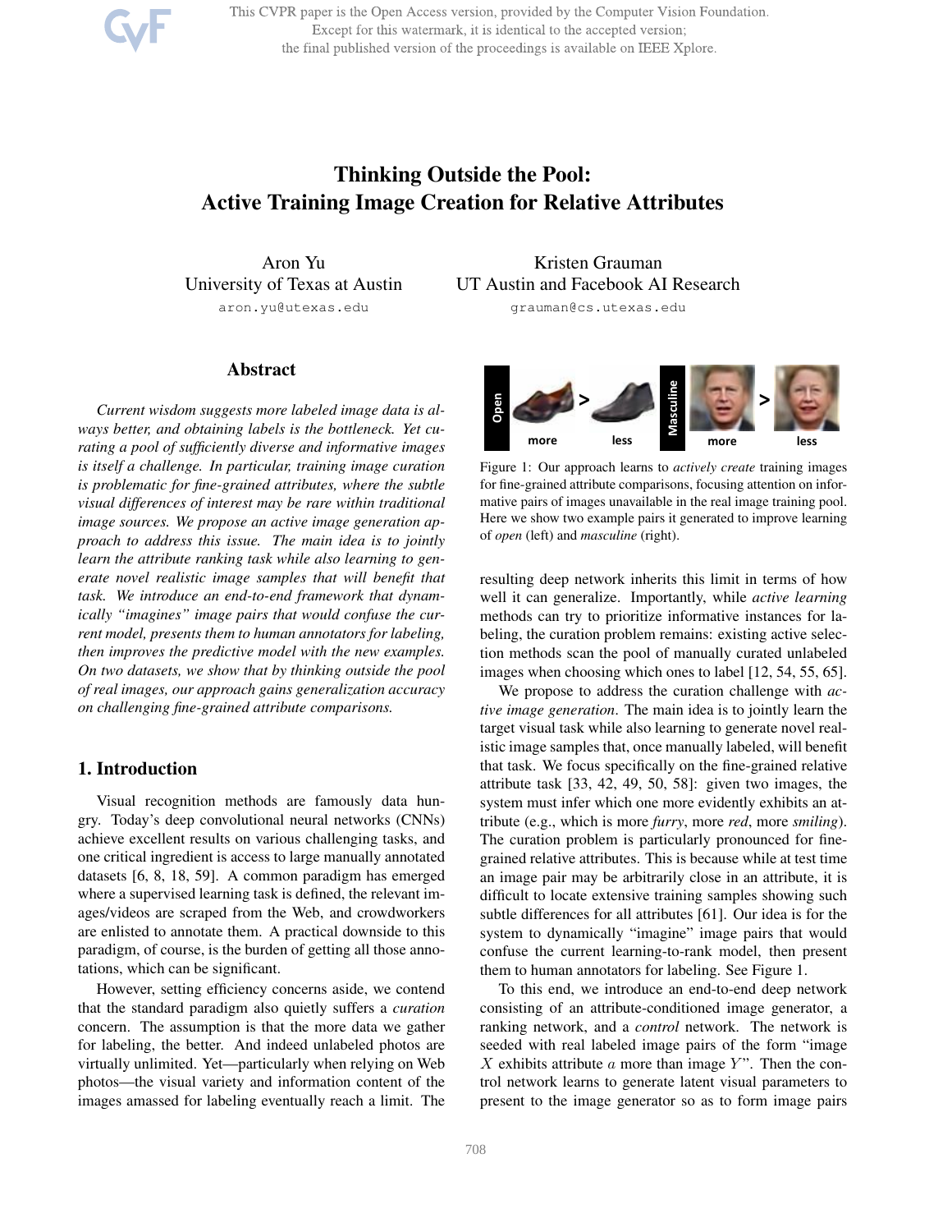# Thinking Outside the Pool: Active Training Image Creation for Relative Attributes

Aron Yu
University of Texas at Austin
aron.yu@utexas.edu

Kristen Grauman
UT Austin and Facebook AI Research
grauman@cs.utexas.edu

## Abstract

*Current wisdom suggests more labeled image data is always better, and obtaining labels is the bottleneck. Yet curating a pool of sufficiently diverse and informative images is itself a challenge. In particular, training image curation is problematic for fine-grained attributes, where the subtle visual differences of interest may be rare within traditional image sources. We propose an active image generation approach to address this issue. The main idea is to jointly learn the attribute ranking task while also learning to generate novel realistic image samples that will benefit that task. We introduce an end-to-end framework that dynamically "imagines" image pairs that would confuse the current model, presents them to human annotators for labeling, then improves the predictive model with the new examples. On two datasets, we show that by thinking outside the pool of real images, our approach gains generalization accuracy on challenging fine-grained attribute comparisons.*

## 1. Introduction

Visual recognition methods are famously data hungry. Today's deep convolutional neural networks (CNNs) achieve excellent results on various challenging tasks, and one critical ingredient is access to large manually annotated datasets [6, 8, 18, 59]. A common paradigm has emerged where a supervised learning task is defined, the relevant images/videos are scraped from the Web, and crowdworkers are enlisted to annotate them. A practical downside to this paradigm, of course, is the burden of getting all those annotations, which can be significant.

However, setting efficiency concerns aside, we contend that the standard paradigm also quietly suffers a *curation* concern. The assumption is that the more data we gather for labeling, the better. And indeed unlabeled photos are virtually unlimited. Yet—particularly when relying on Web photos—the visual variety and information content of the images amassed for labeling eventually reach a limit. The resulting deep network inherits this limit in terms of how well it can generalize. Importantly, while *active learning* methods can try to prioritize informative instances for labeling, the curation problem remains: existing active selection methods scan the pool of manually curated unlabeled images when choosing which ones to label [12, 54, 55, 65].

Figure 1: Our approach learns to *actively create* training images for fine-grained attribute comparisons, focusing attention on informative pairs of images unavailable in the real image training pool. Here we show two example pairs it generated to improve learning of *open* (left) and *masculine* (right).

We propose to address the curation challenge with *active image generation*. The main idea is to jointly learn the target visual task while also learning to generate novel realistic image samples that, once manually labeled, will benefit that task. We focus specifically on the fine-grained relative attribute task [33, 42, 49, 50, 58]: given two images, the system must infer which one more evidently exhibits an attribute (e.g., which is more *furry*, more *red*, more *smiling*). The curation problem is particularly pronounced for fine-grained relative attributes. This is because while at test time an image pair may be arbitrarily close in an attribute, it is difficult to locate extensive training samples showing such subtle differences for all attributes [61]. Our idea is for the system to dynamically "imagine" image pairs that would confuse the current learning-to-rank model, then present them to human annotators for labeling. See Figure 1.

To this end, we introduce an end-to-end deep network consisting of an attribute-conditioned image generator, a ranking network, and a *control* network. The network is seeded with real labeled image pairs of the form "image $X$ exhibits attribute $a$ more than image $Y$". Then the control network learns to generate latent visual parameters to present to the image generator so as to form image pairs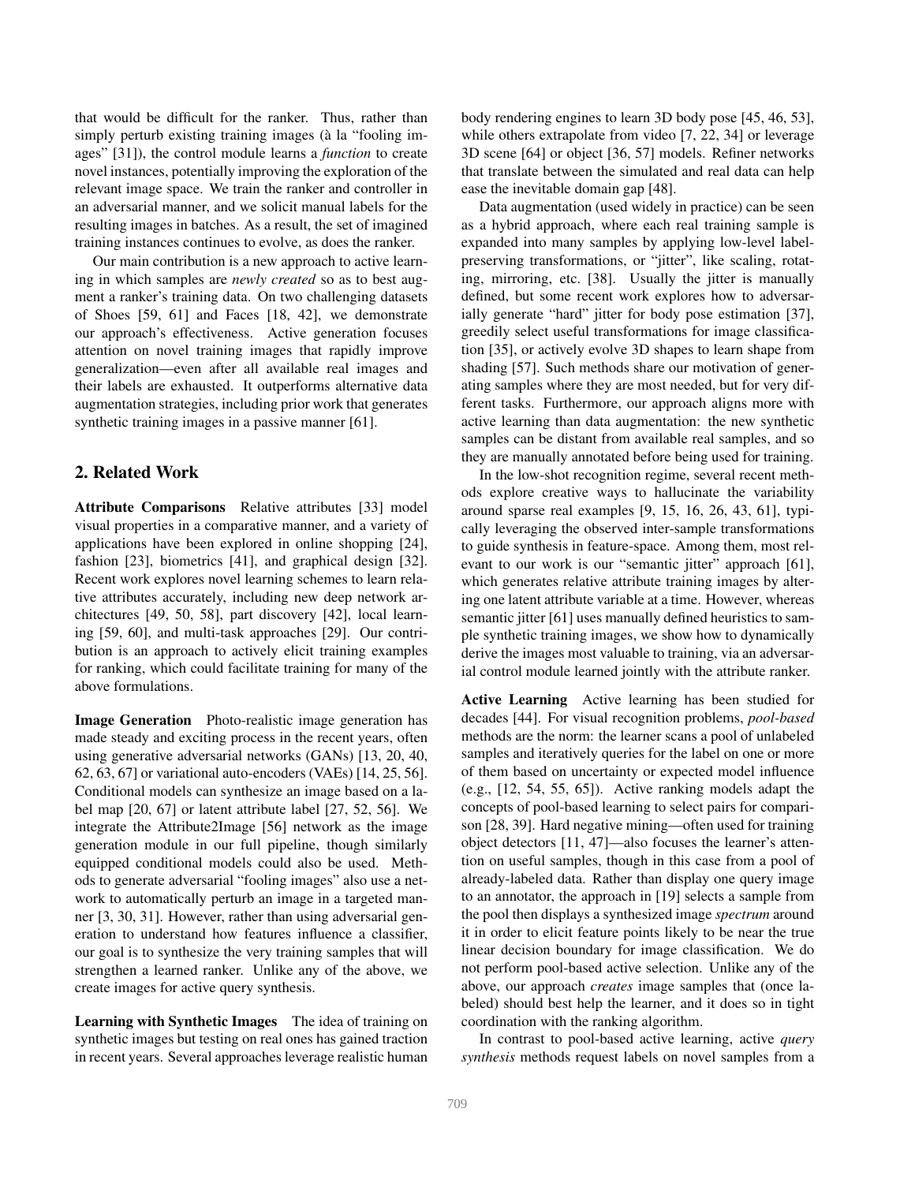that would be difficult for the ranker. Thus, rather than simply perturb existing training images (à la "fooling images" [31]), the control module learns a *function* to create novel instances, potentially improving the exploration of the relevant image space. We train the ranker and controller in an adversarial manner, and we solicit manual labels for the resulting images in batches. As a result, the set of imagined training instances continues to evolve, as does the ranker.

Our main contribution is a new approach to active learning in which samples are *newly created* so as to best augment a ranker's training data. On two challenging datasets of Shoes [59, 61] and Faces [18, 42], we demonstrate our approach's effectiveness. Active generation focuses attention on novel training images that rapidly improve generalization—even after all available real images and their labels are exhausted. It outperforms alternative data augmentation strategies, including prior work that generates synthetic training images in a passive manner [61].

## 2. Related Work

**Attribute Comparisons** Relative attributes [33] model visual properties in a comparative manner, and a variety of applications have been explored in online shopping [24], fashion [23], biometrics [41], and graphical design [32]. Recent work explores novel learning schemes to learn relative attributes accurately, including new deep network architectures [49, 50, 58], part discovery [42], local learning [59, 60], and multi-task approaches [29]. Our contribution is an approach to actively elicit training examples for ranking, which could facilitate training for many of the above formulations.

**Image Generation** Photo-realistic image generation has made steady and exciting process in the recent years, often using generative adversarial networks (GANs) [13, 20, 40, 62, 63, 67] or variational auto-encoders (VAEs) [14, 25, 56]. Conditional models can synthesize an image based on a label map [20, 67] or latent attribute label [27, 52, 56]. We integrate the Attribute2Image [56] network as the image generation module in our full pipeline, though similarly equipped conditional models could also be used. Methods to generate adversarial "fooling images" also use a network to automatically perturb an image in a targeted manner [3, 30, 31]. However, rather than using adversarial generation to understand how features influence a classifier, our goal is to synthesize the very training samples that will strengthen a learned ranker. Unlike any of the above, we create images for active query synthesis.

**Learning with Synthetic Images** The idea of training on synthetic images but testing on real ones has gained traction in recent years. Several approaches leverage realistic human body rendering engines to learn 3D body pose [45, 46, 53], while others extrapolate from video [7, 22, 34] or leverage 3D scene [64] or object [36, 57] models. Refiner networks that translate between the simulated and real data can help ease the inevitable domain gap [48].

Data augmentation (used widely in practice) can be seen as a hybrid approach, where each real training sample is expanded into many samples by applying low-level label-preserving transformations, or "jitter", like scaling, rotating, mirroring, etc. [38]. Usually the jitter is manually defined, but some recent work explores how to adversarially generate "hard" jitter for body pose estimation [37], greedily select useful transformations for image classification [35], or actively evolve 3D shapes to learn shape from shading [57]. Such methods share our motivation of generating samples where they are most needed, but for very different tasks. Furthermore, our approach aligns more with active learning than data augmentation: the new synthetic samples can be distant from available real samples, and so they are manually annotated before being used for training.

In the low-shot recognition regime, several recent methods explore creative ways to hallucinate the variability around sparse real examples [9, 15, 16, 26, 43, 61], typically leveraging the observed inter-sample transformations to guide synthesis in feature-space. Among them, most relevant to our work is our "semantic jitter" approach [61], which generates relative attribute training images by altering one latent attribute variable at a time. However, whereas semantic jitter [61] uses manually defined heuristics to sample synthetic training images, we show how to dynamically derive the images most valuable to training, via an adversarial control module learned jointly with the attribute ranker.

**Active Learning** Active learning has been studied for decades [44]. For visual recognition problems, *pool-based* methods are the norm: the learner scans a pool of unlabeled samples and iteratively queries for the label on one or more of them based on uncertainty or expected model influence (e.g., [12, 54, 55, 65]). Active ranking models adapt the concepts of pool-based learning to select pairs for comparison [28, 39]. Hard negative mining—often used for training object detectors [11, 47]—also focuses the learner's attention on useful samples, though in this case from a pool of already-labeled data. Rather than display one query image to an annotator, the approach in [19] selects a sample from the pool then displays a synthesized image *spectrum* around it in order to elicit feature points likely to be near the true linear decision boundary for image classification. We do not perform pool-based active selection. Unlike any of the above, our approach *creates* image samples that (once labeled) should best help the learner, and it does so in tight coordination with the ranking algorithm.

In contrast to pool-based active learning, active *query synthesis* methods request labels on novel samples from a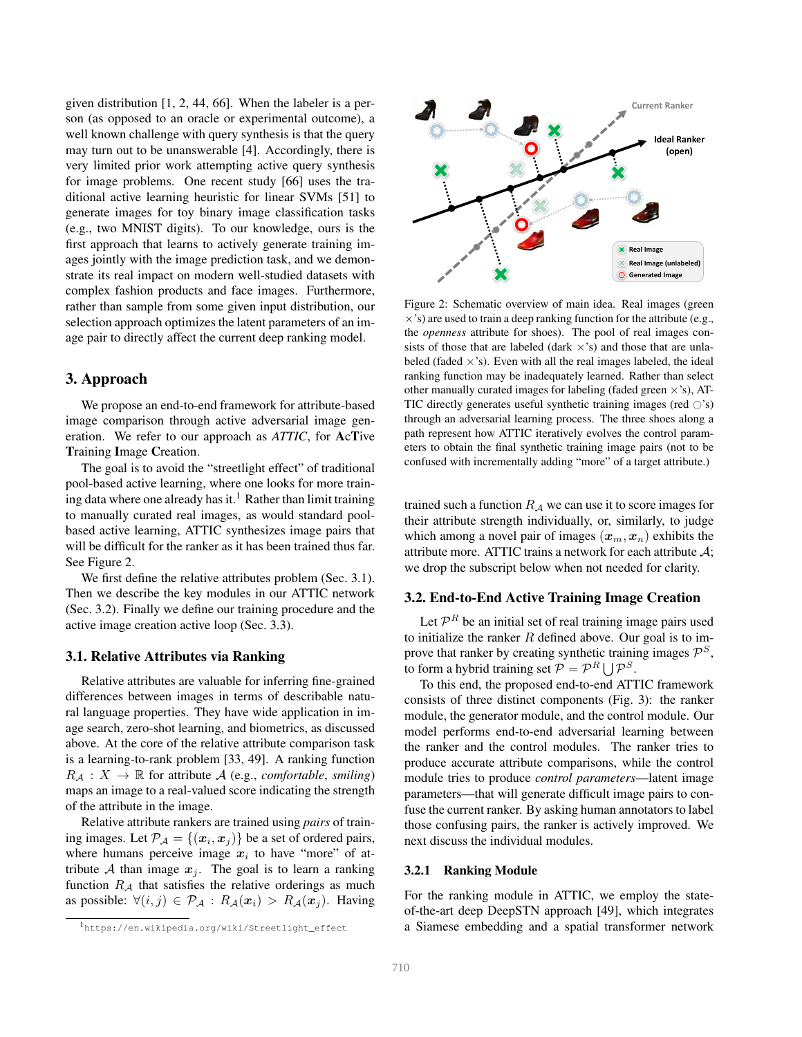given distribution [1, 2, 44, 66]. When the labeler is a person (as opposed to an oracle or experimental outcome), a well known challenge with query synthesis is that the query may turn out to be unanswerable [4]. Accordingly, there is very limited prior work attempting active query synthesis for image problems. One recent study [66] uses the traditional active learning heuristic for linear SVMs [51] to generate images for toy binary image classification tasks (e.g., two MNIST digits). To our knowledge, ours is the first approach that learns to actively generate training images jointly with the image prediction task, and we demonstrate its real impact on modern well-studied datasets with complex fashion products and face images. Furthermore, rather than sample from some given input distribution, our selection approach optimizes the latent parameters of an image pair to directly affect the current deep ranking model.

## 3. Approach

We propose an end-to-end framework for attribute-based image comparison through active adversarial image generation. We refer to our approach as *ATTIC*, for **A**c**T**ive **T**raining **I**mage **C**reation.

The goal is to avoid the "streetlight effect" of traditional pool-based active learning, where one looks for more training data where one already has it.[1] Rather than limit training to manually curated real images, as would standard pool-based active learning, ATTIC synthesizes image pairs that will be difficult for the ranker as it has been trained thus far. See Figure 2.

We first define the relative attributes problem (Sec. 3.1). Then we describe the key modules in our ATTIC network (Sec. 3.2). Finally we define our training procedure and the active image creation active loop (Sec. 3.3).

### 3.1. Relative Attributes via Ranking

Relative attributes are valuable for inferring fine-grained differences between images in terms of describable natural language properties. They have wide application in image search, zero-shot learning, and biometrics, as discussed above. At the core of the relative attribute comparison task is a learning-to-rank problem [33, 49]. A ranking function $R_{\mathcal{A}} : X \rightarrow \mathbb{R}$ for attribute $\mathcal{A}$ (e.g., *comfortable*, *smiling*) maps an image to a real-valued score indicating the strength of the attribute in the image.

Relative attribute rankers are trained using *pairs* of training images. Let $\mathcal{P}_{\mathcal{A}} = \{(\boldsymbol{x}_i, \boldsymbol{x}_j)\}$ be a set of ordered pairs, where humans perceive image $\boldsymbol{x}_i$ to have "more" of attribute $\mathcal{A}$ than image $\boldsymbol{x}_j$. The goal is to learn a ranking function $R_{\mathcal{A}}$ that satisfies the relative orderings as much as possible: $\forall (i, j) \in \mathcal{P}_{\mathcal{A}} : R_{\mathcal{A}}(\boldsymbol{x}_i) > R_{\mathcal{A}}(\boldsymbol{x}_j)$. Having trained such a function $R_{\mathcal{A}}$ we can use it to score images for their attribute strength individually, or, similarly, to judge which among a novel pair of images $(\boldsymbol{x}_m, \boldsymbol{x}_n)$ exhibits the attribute more. ATTIC trains a network for each attribute $\mathcal{A}$; we drop the subscript below when not needed for clarity.

[1] https://en.wikipedia.org/wiki/Streetlight_effect

Figure 2: Schematic overview of main idea. Real images (green $\times$'s) are used to train a deep ranking function for the attribute (e.g., the *openness* attribute for shoes). The pool of real images consists of those that are labeled (dark $\times$'s) and those that are unlabeled (faded $\times$'s). Even with all the real images labeled, the ideal ranking function may be inadequately learned. Rather than select other manually curated images for labeling (faded green $\times$'s), ATTIC directly generates useful synthetic training images (red $\bigcirc$'s) through an adversarial learning process. The three shoes along a path represent how ATTIC iteratively evolves the control parameters to obtain the final synthetic training image pairs (not to be confused with incrementally adding "more" of a target attribute.)

### 3.2. End-to-End Active Training Image Creation

Let $\mathcal{P}^R$ be an initial set of real training image pairs used to initialize the ranker $R$ defined above. Our goal is to improve that ranker by creating synthetic training images $\mathcal{P}^S$, to form a hybrid training set $\mathcal{P} = \mathcal{P}^R \bigcup \mathcal{P}^S$.

To this end, the proposed end-to-end ATTIC framework consists of three distinct components (Fig. 3): the ranker module, the generator module, and the control module. Our model performs end-to-end adversarial learning between the ranker and the control modules. The ranker tries to produce accurate attribute comparisons, while the control module tries to produce *control parameters*—latent image parameters—that will generate difficult image pairs to confuse the current ranker. By asking human annotators to label those confusing pairs, the ranker is actively improved. We next discuss the individual modules.

#### 3.2.1 Ranking Module

For the ranking module in ATTIC, we employ the state-of-the-art deep DeepSTN approach [49], which integrates a Siamese embedding and a spatial transformer network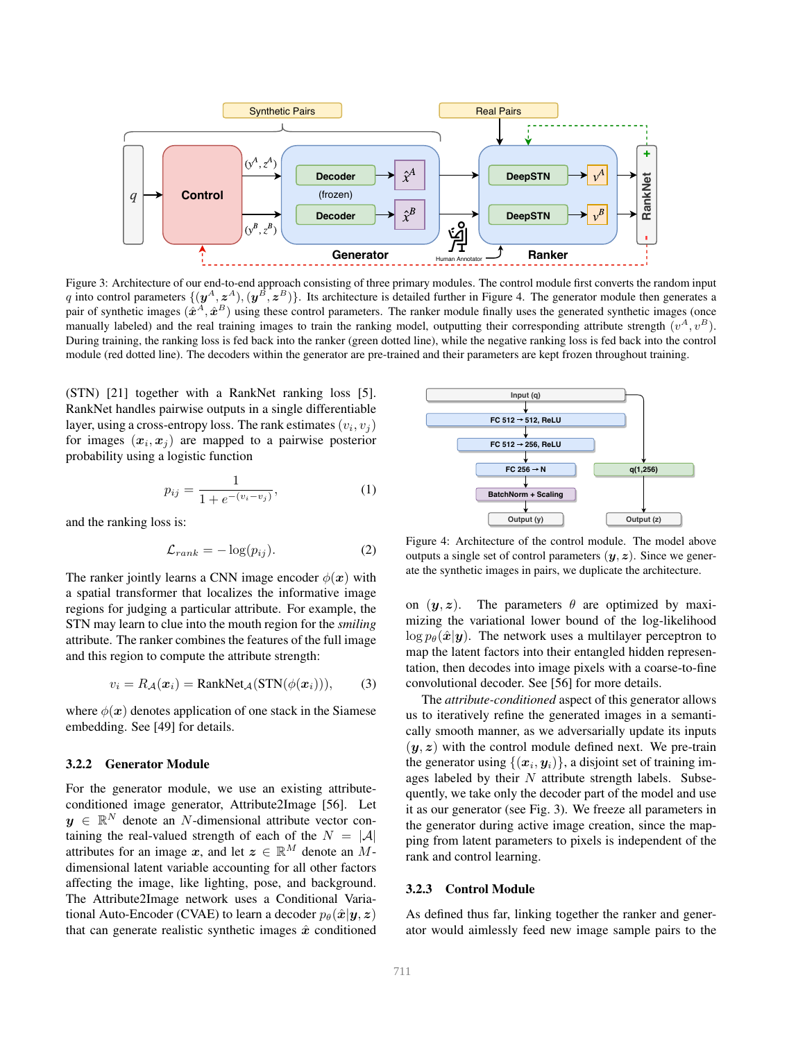Figure 3: Architecture of our end-to-end approach consisting of three primary modules. The control module first converts the random input $q$ into control parameters $\{(\boldsymbol{y}^A, \boldsymbol{z}^A), (\boldsymbol{y}^B, \boldsymbol{z}^B)\}$. Its architecture is detailed further in Figure 4. The generator module then generates a pair of synthetic images $(\hat{\boldsymbol{x}}^A, \hat{\boldsymbol{x}}^B)$ using these control parameters. The ranker module finally uses the generated synthetic images (once manually labeled) and the real training images to train the ranking model, outputting their corresponding attribute strength $(v^A, v^B)$. During training, the ranking loss is fed back into the ranker (green dotted line), while the negative ranking loss is fed back into the control module (red dotted line). The decoders within the generator are pre-trained and their parameters are kept frozen throughout training.

(STN) [21] together with a RankNet ranking loss [5]. RankNet handles pairwise outputs in a single differentiable layer, using a cross-entropy loss. The rank estimates $(v_i, v_j)$ for images $(\boldsymbol{x}_i, \boldsymbol{x}_j)$ are mapped to a pairwise posterior probability using a logistic function

$$p_{ij} = \frac{1}{1 + e^{-(v_i - v_j)}}, \tag{1}$$

and the ranking loss is:

$$\mathcal{L}_{rank} = -\log(p_{ij}). \tag{2}$$

The ranker jointly learns a CNN image encoder $\phi(\boldsymbol{x})$ with a spatial transformer that localizes the informative image regions for judging a particular attribute. For example, the STN may learn to clue into the mouth region for the *smiling* attribute. The ranker combines the features of the full image and this region to compute the attribute strength:

$$v_i = R_{\mathcal{A}}(\boldsymbol{x}_i) = \text{RankNet}_{\mathcal{A}}(\text{STN}(\phi(\boldsymbol{x}_i))), \tag{3}$$

where $\phi(\boldsymbol{x})$ denotes application of one stack in the Siamese embedding. See [49] for details.

### 3.2.2 Generator Module

For the generator module, we use an existing attribute-conditioned image generator, Attribute2Image [56]. Let $\boldsymbol{y} \in \mathbb{R}^N$ denote an $N$-dimensional attribute vector containing the real-valued strength of each of the $N = |\mathcal{A}|$ attributes for an image $\boldsymbol{x}$, and let $\boldsymbol{z} \in \mathbb{R}^M$ denote an $M$-dimensional latent variable accounting for all other factors affecting the image, like lighting, pose, and background. The Attribute2Image network uses a Conditional Variational Auto-Encoder (CVAE) to learn a decoder $p_\theta(\hat{\boldsymbol{x}}|\boldsymbol{y}, \boldsymbol{z})$ that can generate realistic synthetic images $\hat{\boldsymbol{x}}$ conditioned on $(\boldsymbol{y}, \boldsymbol{z})$. The parameters $\theta$ are optimized by maximizing the variational lower bound of the log-likelihood $\log p_\theta(\hat{\boldsymbol{x}}|\boldsymbol{y})$. The network uses a multilayer perceptron to map the latent factors into their entangled hidden representation, then decodes into image pixels with a coarse-to-fine convolutional decoder. See [56] for more details.

Figure 4: Architecture of the control module. The model above outputs a single set of control parameters $(\boldsymbol{y}, \boldsymbol{z})$. Since we generate the synthetic images in pairs, we duplicate the architecture.

The *attribute-conditioned* aspect of this generator allows us to iteratively refine the generated images in a semantically smooth manner, as we adversarially update its inputs $(\boldsymbol{y}, \boldsymbol{z})$ with the control module defined next. We pre-train the generator using $\{(\boldsymbol{x}_i, \boldsymbol{y}_i)\}$, a disjoint set of training images labeled by their $N$ attribute strength labels. Subsequently, we take only the decoder part of the model and use it as our generator (see Fig. 3). We freeze all parameters in the generator during active image creation, since the mapping from latent parameters to pixels is independent of the rank and control learning.

### 3.2.3 Control Module

As defined thus far, linking together the ranker and generator would aimlessly feed new image sample pairs to the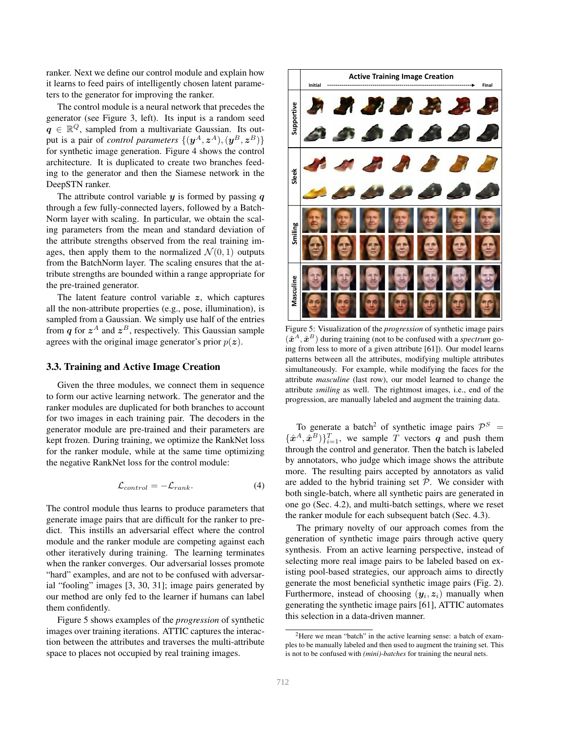ranker. Next we define our control module and explain how it learns to feed pairs of intelligently chosen latent parameters to the generator for improving the ranker.

The control module is a neural network that precedes the generator (see Figure 3, left). Its input is a random seed $\boldsymbol{q} \in \mathbb{R}^Q$, sampled from a multivariate Gaussian. Its output is a pair of *control parameters* $\{(\boldsymbol{y}^A, \boldsymbol{z}^A), (\boldsymbol{y}^B, \boldsymbol{z}^B)\}$ for synthetic image generation. Figure 4 shows the control architecture. It is duplicated to create two branches feeding to the generator and then the Siamese network in the DeepSTN ranker.

The attribute control variable $\boldsymbol{y}$ is formed by passing $\boldsymbol{q}$ through a few fully-connected layers, followed by a BatchNorm layer with scaling. In particular, we obtain the scaling parameters from the mean and standard deviation of the attribute strengths observed from the real training images, then apply them to the normalized $\mathcal{N}(0, 1)$ outputs from the BatchNorm layer. The scaling ensures that the attribute strengths are bounded within a range appropriate for the pre-trained generator.

The latent feature control variable $\boldsymbol{z}$, which captures all the non-attribute properties (e.g., pose, illumination), is sampled from a Gaussian. We simply use half of the entries from $\boldsymbol{q}$ for $\boldsymbol{z}^A$ and $\boldsymbol{z}^B$, respectively. This Gaussian sample agrees with the original image generator's prior $p(\boldsymbol{z})$.

### 3.3. Training and Active Image Creation

Given the three modules, we connect them in sequence to form our active learning network. The generator and the ranker modules are duplicated for both branches to account for two images in each training pair. The decoders in the generator module are pre-trained and their parameters are kept frozen. During training, we optimize the RankNet loss for the ranker module, while at the same time optimizing the negative RankNet loss for the control module:

$$\mathcal{L}_{control} = -\mathcal{L}_{rank}. \tag{4}$$

The control module thus learns to produce parameters that generate image pairs that are difficult for the ranker to predict. This instills an adversarial effect where the control module and the ranker module are competing against each other iteratively during training. The learning terminates when the ranker converges. Our adversarial losses promote "hard" examples, and are not to be confused with adversarial "fooling" images [3, 30, 31]; image pairs generated by our method are only fed to the learner if humans can label them confidently.

Figure 5 shows examples of the *progression* of synthetic images over training iterations. ATTIC captures the interaction between the attributes and traverses the multi-attribute space to places not occupied by real training images.

Figure 5: Visualization of the *progression* of synthetic image pairs $(\hat{\boldsymbol{x}}^A, \hat{\boldsymbol{x}}^B)$ during training (not to be confused with a *spectrum* going from less to more of a given attribute [61]). Our model learns patterns between all the attributes, modifying multiple attributes simultaneously. For example, while modifying the faces for the attribute *masculine* (last row), our model learned to change the attribute *smiling* as well. The rightmost images, i.e., end of the progression, are manually labeled and augment the training data.

To generate a batch[2] of synthetic image pairs $\mathcal{P}^S = \{\hat{\boldsymbol{x}}^A, \hat{\boldsymbol{x}}^B)\}_{i=1}^T$, we sample $T$ vectors $\boldsymbol{q}$ and push them through the control and generator. Then the batch is labeled by annotators, who judge which image shows the attribute more. The resulting pairs accepted by annotators as valid are added to the hybrid training set $\mathcal{P}$. We consider with both single-batch, where all synthetic pairs are generated in one go (Sec. 4.2), and multi-batch settings, where we reset the ranker module for each subsequent batch (Sec. 4.3).

The primary novelty of our approach comes from the generation of synthetic image pairs through active query synthesis. From an active learning perspective, instead of selecting more real image pairs to be labeled based on existing pool-based strategies, our approach aims to directly generate the most beneficial synthetic image pairs (Fig. 2). Furthermore, instead of choosing $(\boldsymbol{y}_i, \boldsymbol{z}_i)$ manually when generating the synthetic image pairs [61], ATTIC automates this selection in a data-driven manner.

[2]Here we mean "batch" in the active learning sense: a batch of examples to be manually labeled and then used to augment the training set. This is not to be confused with *(mini)-batches* for training the neural nets.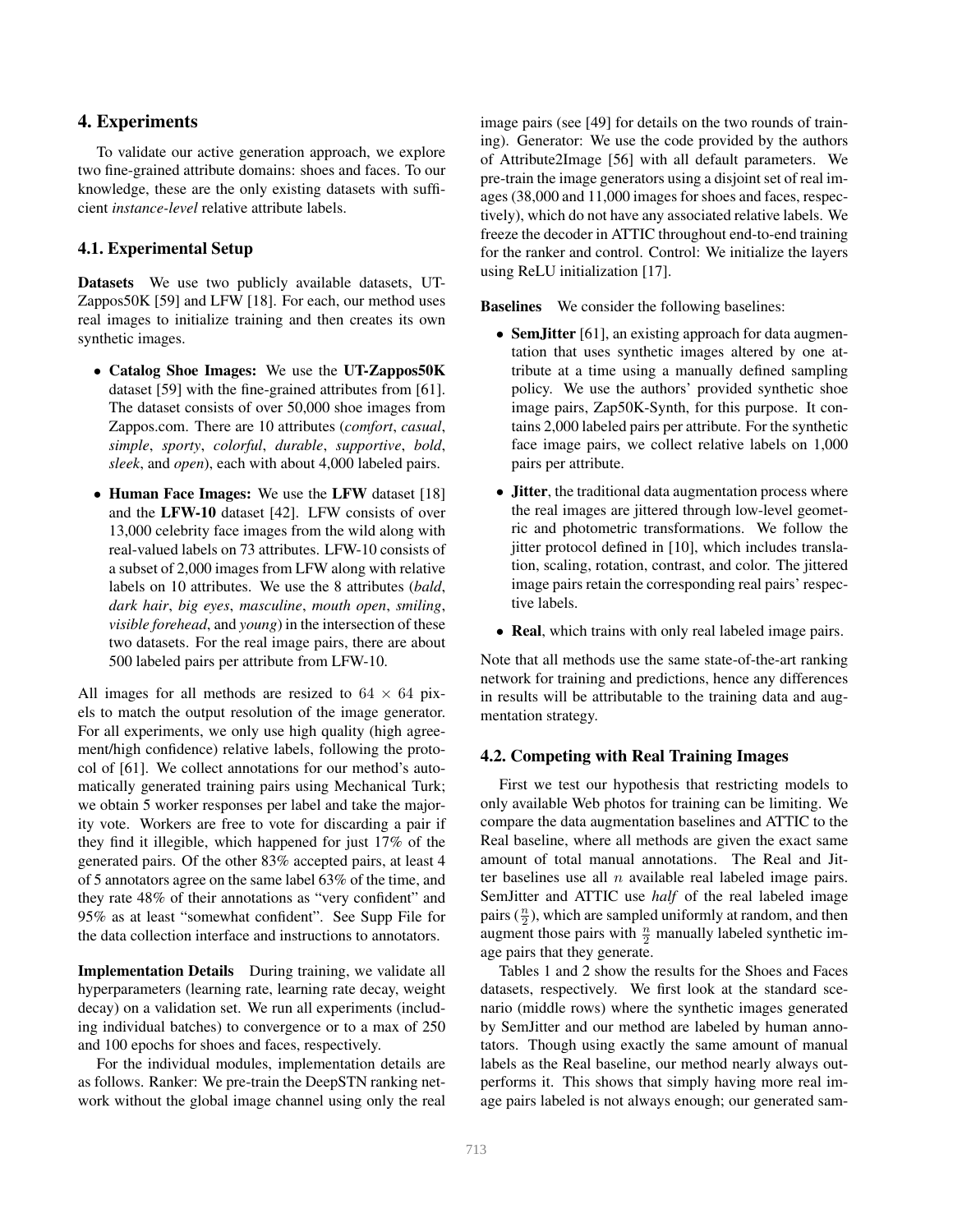## 4. Experiments

To validate our active generation approach, we explore two fine-grained attribute domains: shoes and faces. To our knowledge, these are the only existing datasets with sufficient *instance-level* relative attribute labels.

### 4.1. Experimental Setup

**Datasets** We use two publicly available datasets, UT-Zappos50K [59] and LFW [18]. For each, our method uses real images to initialize training and then creates its own synthetic images.

- **Catalog Shoe Images:** We use the **UT-Zappos50K** dataset [59] with the fine-grained attributes from [61]. The dataset consists of over 50,000 shoe images from Zappos.com. There are 10 attributes (*comfort*, *casual*, *simple*, *sporty*, *colorful*, *durable*, *supportive*, *bold*, *sleek*, and *open*), each with about 4,000 labeled pairs.
- **Human Face Images:** We use the **LFW** dataset [18] and the **LFW-10** dataset [42]. LFW consists of over 13,000 celebrity face images from the wild along with real-valued labels on 73 attributes. LFW-10 consists of a subset of 2,000 images from LFW along with relative labels on 10 attributes. We use the 8 attributes (*bald*, *dark hair*, *big eyes*, *masculine*, *mouth open*, *smiling*, *visible forehead*, and *young*) in the intersection of these two datasets. For the real image pairs, there are about 500 labeled pairs per attribute from LFW-10.

All images for all methods are resized to $64 \times 64$ pixels to match the output resolution of the image generator. For all experiments, we only use high quality (high agreement/high confidence) relative labels, following the protocol of [61]. We collect annotations for our method's automatically generated training pairs using Mechanical Turk; we obtain 5 worker responses per label and take the majority vote. Workers are free to vote for discarding a pair if they find it illegible, which happened for just 17% of the generated pairs. Of the other 83% accepted pairs, at least 4 of 5 annotators agree on the same label 63% of the time, and they rate 48% of their annotations as "very confident" and 95% as at least "somewhat confident". See Supp File for the data collection interface and instructions to annotators.

**Implementation Details** During training, we validate all hyperparameters (learning rate, learning rate decay, weight decay) on a validation set. We run all experiments (including individual batches) to convergence or to a max of 250 and 100 epochs for shoes and faces, respectively.

For the individual modules, implementation details are as follows. Ranker: We pre-train the DeepSTN ranking network without the global image channel using only the real image pairs (see [49] for details on the two rounds of training). Generator: We use the code provided by the authors of Attribute2Image [56] with all default parameters. We pre-train the image generators using a disjoint set of real images (38,000 and 11,000 images for shoes and faces, respectively), which do not have any associated relative labels. We freeze the decoder in ATTIC throughout end-to-end training for the ranker and control. Control: We initialize the layers using ReLU initialization [17].

**Baselines** We consider the following baselines:

- **SemJitter** [61], an existing approach for data augmentation that uses synthetic images altered by one attribute at a time using a manually defined sampling policy. We use the authors' provided synthetic shoe image pairs, Zap50K-Synth, for this purpose. It contains 2,000 labeled pairs per attribute. For the synthetic face image pairs, we collect relative labels on 1,000 pairs per attribute.
- **Jitter**, the traditional data augmentation process where the real images are jittered through low-level geometric and photometric transformations. We follow the jitter protocol defined in [10], which includes translation, scaling, rotation, contrast, and color. The jittered image pairs retain the corresponding real pairs' respective labels.
- **Real**, which trains with only real labeled image pairs.

Note that all methods use the same state-of-the-art ranking network for training and predictions, hence any differences in results will be attributable to the training data and augmentation strategy.

### 4.2. Competing with Real Training Images

First we test our hypothesis that restricting models to only available Web photos for training can be limiting. We compare the data augmentation baselines and ATTIC to the Real baseline, where all methods are given the exact same amount of total manual annotations. The Real and Jitter baselines use all $n$ available real labeled image pairs. SemJitter and ATTIC use *half* of the real labeled image pairs ($\frac{n}{2}$), which are sampled uniformly at random, and then augment those pairs with $\frac{n}{2}$ manually labeled synthetic image pairs that they generate.

Tables 1 and 2 show the results for the Shoes and Faces datasets, respectively. We first look at the standard scenario (middle rows) where the synthetic images generated by SemJitter and our method are labeled by human annotators. Though using exactly the same amount of manual labels as the Real baseline, our method nearly always outperforms it. This shows that simply having more real image pairs labeled is not always enough; our generated sam-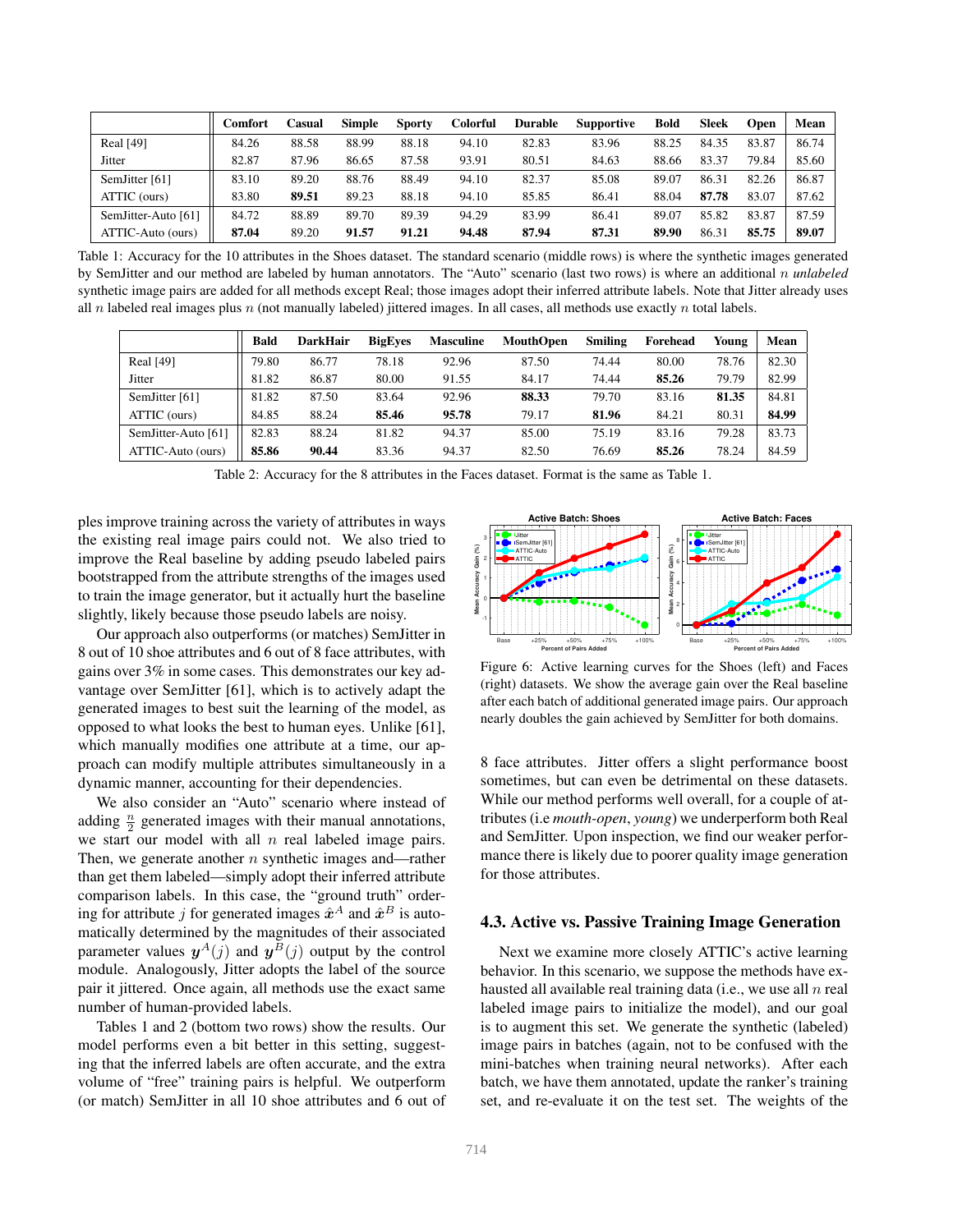|  | Comfort | Casual | Simple | Sporty | Colorful | Durable | Supportive | Bold | Sleek | Open | Mean |
|---|---|---|---|---|---|---|---|---|---|---|---|
| Real [49] | 84.26 | 88.58 | 88.99 | 88.18 | 94.10 | 82.83 | 83.96 | 88.25 | 84.35 | 83.87 | 86.74 |
| Jitter | 82.87 | 87.96 | 86.65 | 87.58 | 93.91 | 80.51 | 84.63 | 88.66 | 83.37 | 79.84 | 85.60 |
| SemJitter [61] | 83.10 | 89.20 | 88.76 | 88.49 | 94.10 | 82.37 | 85.08 | 89.07 | 86.31 | 82.26 | 86.87 |
| ATTIC (ours) | 83.80 | **89.51** | 89.23 | 88.18 | 94.10 | 85.85 | 86.41 | 88.04 | **87.78** | 83.07 | 87.62 |
| SemJitter-Auto [61] | 84.72 | 88.89 | 89.70 | 89.39 | 94.29 | 83.99 | 86.41 | 89.07 | 85.82 | 83.87 | 87.59 |
| ATTIC-Auto (ours) | **87.04** | 89.20 | **91.57** | **91.21** | **94.48** | **87.94** | **87.31** | **89.90** | 86.31 | **85.75** | **89.07** |

Table 1: Accuracy for the 10 attributes in the Shoes dataset. The standard scenario (middle rows) is where the synthetic images generated by SemJitter and our method are labeled by human annotators. The "Auto" scenario (last two rows) is where an additional $n$ *unlabeled* synthetic image pairs are added for all methods except Real; those images adopt their inferred attribute labels. Note that Jitter already uses all $n$ labeled real images plus $n$ (not manually labeled) jittered images. In all cases, all methods use exactly $n$ total labels.

|  | Bald | DarkHair | BigEyes | Masculine | MouthOpen | Smiling | Forehead | Young | Mean |
|---|---|---|---|---|---|---|---|---|---|
| Real [49] | 79.80 | 86.77 | 78.18 | 92.96 | 87.50 | 74.44 | 80.00 | 78.76 | 82.30 |
| Jitter | 81.82 | 86.87 | 80.00 | 91.55 | 84.17 | 74.44 | **85.26** | 79.79 | 82.99 |
| SemJitter [61] | 81.82 | 87.50 | 83.64 | 92.96 | **88.33** | 79.70 | 83.16 | **81.35** | 84.81 |
| ATTIC (ours) | 84.85 | 88.24 | **85.46** | **95.78** | 79.17 | **81.96** | 84.21 | 80.31 | **84.99** |
| SemJitter-Auto [61] | 82.83 | 88.24 | 81.82 | 94.37 | 85.00 | 75.19 | 83.16 | 79.28 | 83.73 |
| ATTIC-Auto (ours) | **85.86** | **90.44** | 83.36 | 94.37 | 82.50 | 76.69 | **85.26** | 78.24 | 84.59 |

Table 2: Accuracy for the 8 attributes in the Faces dataset. Format is the same as Table 1.

ples improve training across the variety of attributes in ways the existing real image pairs could not. We also tried to improve the Real baseline by adding pseudo labeled pairs bootstrapped from the attribute strengths of the images used to train the image generator, but it actually hurt the baseline slightly, likely because those pseudo labels are noisy.

Our approach also outperforms (or matches) SemJitter in 8 out of 10 shoe attributes and 6 out of 8 face attributes, with gains over 3% in some cases. This demonstrates our key advantage over SemJitter [61], which is to actively adapt the generated images to best suit the learning of the model, as opposed to what looks the best to human eyes. Unlike [61], which manually modifies one attribute at a time, our approach can modify multiple attributes simultaneously in a dynamic manner, accounting for their dependencies.

We also consider an "Auto" scenario where instead of adding $\frac{n}{2}$ generated images with their manual annotations, we start our model with all $n$ real labeled image pairs. Then, we generate another $n$ synthetic images and—rather than get them labeled—simply adopt their inferred attribute comparison labels. In this case, the "ground truth" ordering for attribute $j$ for generated images $\hat{\boldsymbol{x}}^A$ and $\hat{\boldsymbol{x}}^B$ is automatically determined by the magnitudes of their associated parameter values $\boldsymbol{y}^A(j)$ and $\boldsymbol{y}^B(j)$ output by the control module. Analogously, Jitter adopts the label of the source pair it jittered. Once again, all methods use the exact same number of human-provided labels.

Tables 1 and 2 (bottom two rows) show the results. Our model performs even a bit better in this setting, suggesting that the inferred labels are often accurate, and the extra volume of "free" training pairs is helpful. We outperform (or match) SemJitter in all 10 shoe attributes and 6 out of 8 face attributes. Jitter offers a slight performance boost sometimes, but can even be detrimental on these datasets. While our method performs well overall, for a couple of attributes (i.e *mouth-open*, *young*) we underperform both Real and SemJitter. Upon inspection, we find our weaker performance there is likely due to poorer quality image generation for those attributes.

Figure 6: Active learning curves for the Shoes (left) and Faces (right) datasets. We show the average gain over the Real baseline after each batch of additional generated image pairs. Our approach nearly doubles the gain achieved by SemJitter for both domains.

## 4.3. Active vs. Passive Training Image Generation

Next we examine more closely ATTIC's active learning behavior. In this scenario, we suppose the methods have exhausted all available real training data (i.e., we use all $n$ real labeled image pairs to initialize the model), and our goal is to augment this set. We generate the synthetic (labeled) image pairs in batches (again, not to be confused with the mini-batches when training neural networks). After each batch, we have them annotated, update the ranker's training set, and re-evaluate it on the test set. The weights of the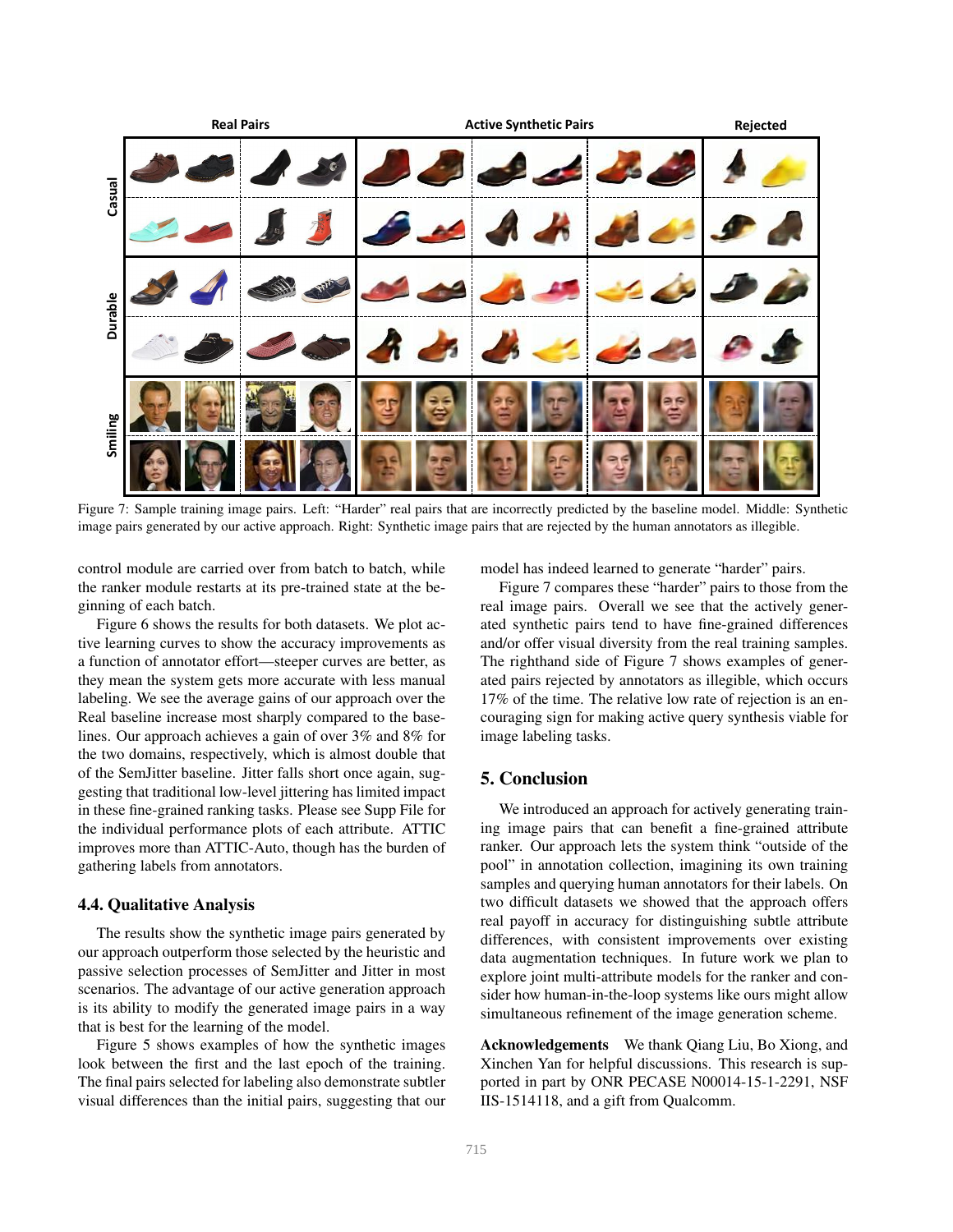Figure 7: Sample training image pairs. Left: "Harder" real pairs that are incorrectly predicted by the baseline model. Middle: Synthetic image pairs generated by our active approach. Right: Synthetic image pairs that are rejected by the human annotators as illegible.

control module are carried over from batch to batch, while the ranker module restarts at its pre-trained state at the beginning of each batch.

Figure 6 shows the results for both datasets. We plot active learning curves to show the accuracy improvements as a function of annotator effort—steeper curves are better, as they mean the system gets more accurate with less manual labeling. We see the average gains of our approach over the Real baseline increase most sharply compared to the baselines. Our approach achieves a gain of over 3% and 8% for the two domains, respectively, which is almost double that of the SemJitter baseline. Jitter falls short once again, suggesting that traditional low-level jittering has limited impact in these fine-grained ranking tasks. Please see Supp File for the individual performance plots of each attribute. ATTIC improves more than ATTIC-Auto, though has the burden of gathering labels from annotators.

### 4.4. Qualitative Analysis

The results show the synthetic image pairs generated by our approach outperform those selected by the heuristic and passive selection processes of SemJitter and Jitter in most scenarios. The advantage of our active generation approach is its ability to modify the generated image pairs in a way that is best for the learning of the model.

Figure 5 shows examples of how the synthetic images look between the first and the last epoch of the training. The final pairs selected for labeling also demonstrate subtler visual differences than the initial pairs, suggesting that our model has indeed learned to generate "harder" pairs.

Figure 7 compares these "harder" pairs to those from the real image pairs. Overall we see that the actively generated synthetic pairs tend to have fine-grained differences and/or offer visual diversity from the real training samples. The righthand side of Figure 7 shows examples of generated pairs rejected by annotators as illegible, which occurs 17% of the time. The relative low rate of rejection is an encouraging sign for making active query synthesis viable for image labeling tasks.

## 5. Conclusion

We introduced an approach for actively generating training image pairs that can benefit a fine-grained attribute ranker. Our approach lets the system think "outside of the pool" in annotation collection, imagining its own training samples and querying human annotators for their labels. On two difficult datasets we showed that the approach offers real payoff in accuracy for distinguishing subtle attribute differences, with consistent improvements over existing data augmentation techniques. In future work we plan to explore joint multi-attribute models for the ranker and consider how human-in-the-loop systems like ours might allow simultaneous refinement of the image generation scheme.

**Acknowledgements** We thank Qiang Liu, Bo Xiong, and Xinchen Yan for helpful discussions. This research is supported in part by ONR PECASE N00014-15-1-2291, NSF IIS-1514118, and a gift from Qualcomm.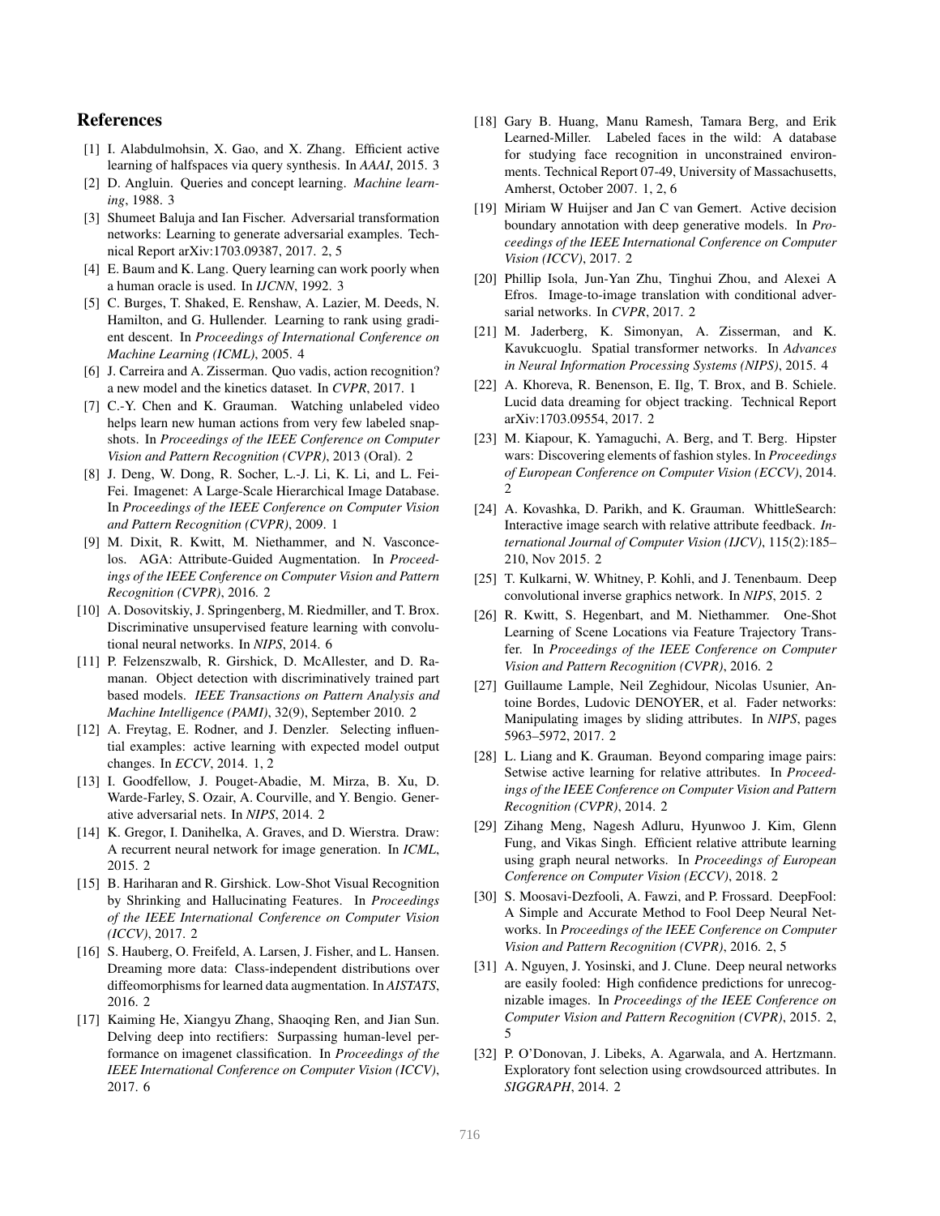# References

[1] I. Alabdulmohsin, X. Gao, and X. Zhang. Efficient active learning of halfspaces via query synthesis. In *AAAI*, 2015. 3

[2] D. Angluin. Queries and concept learning. *Machine learning*, 1988. 3

[3] Shumeet Baluja and Ian Fischer. Adversarial transformation networks: Learning to generate adversarial examples. Technical Report arXiv:1703.09387, 2017. 2, 5

[4] E. Baum and K. Lang. Query learning can work poorly when a human oracle is used. In *IJCNN*, 1992. 3

[5] C. Burges, T. Shaked, E. Renshaw, A. Lazier, M. Deeds, N. Hamilton, and G. Hullender. Learning to rank using gradient descent. In *Proceedings of International Conference on Machine Learning (ICML)*, 2005. 4

[6] J. Carreira and A. Zisserman. Quo vadis, action recognition? a new model and the kinetics dataset. In *CVPR*, 2017. 1

[7] C.-Y. Chen and K. Grauman. Watching unlabeled video helps learn new human actions from very few labeled snapshots. In *Proceedings of the IEEE Conference on Computer Vision and Pattern Recognition (CVPR)*, 2013 (Oral). 2

[8] J. Deng, W. Dong, R. Socher, L.-J. Li, K. Li, and L. Fei-Fei. Imagenet: A Large-Scale Hierarchical Image Database. In *Proceedings of the IEEE Conference on Computer Vision and Pattern Recognition (CVPR)*, 2009. 1

[9] M. Dixit, R. Kwitt, M. Niethammer, and N. Vasconcelos. AGA: Attribute-Guided Augmentation. In *Proceedings of the IEEE Conference on Computer Vision and Pattern Recognition (CVPR)*, 2016. 2

[10] A. Dosovitskiy, J. Springenberg, M. Riedmiller, and T. Brox. Discriminative unsupervised feature learning with convolutional neural networks. In *NIPS*, 2014. 6

[11] P. Felzenszwalb, R. Girshick, D. McAllester, and D. Ramanan. Object detection with discriminatively trained part based models. *IEEE Transactions on Pattern Analysis and Machine Intelligence (PAMI)*, 32(9), September 2010. 2

[12] A. Freytag, E. Rodner, and J. Denzler. Selecting influential examples: active learning with expected model output changes. In *ECCV*, 2014. 1, 2

[13] I. Goodfellow, J. Pouget-Abadie, M. Mirza, B. Xu, D. Warde-Farley, S. Ozair, A. Courville, and Y. Bengio. Generative adversarial nets. In *NIPS*, 2014. 2

[14] K. Gregor, I. Danihelka, A. Graves, and D. Wierstra. Draw: A recurrent neural network for image generation. In *ICML*, 2015. 2

[15] B. Hariharan and R. Girshick. Low-Shot Visual Recognition by Shrinking and Hallucinating Features. In *Proceedings of the IEEE International Conference on Computer Vision (ICCV)*, 2017. 2

[16] S. Hauberg, O. Freifeld, A. Larsen, J. Fisher, and L. Hansen. Dreaming more data: Class-independent distributions over diffeomorphisms for learned data augmentation. In *AISTATS*, 2016. 2

[17] Kaiming He, Xiangyu Zhang, Shaoqing Ren, and Jian Sun. Delving deep into rectifiers: Surpassing human-level performance on imagenet classification. In *Proceedings of the IEEE International Conference on Computer Vision (ICCV)*, 2017. 6

[18] Gary B. Huang, Manu Ramesh, Tamara Berg, and Erik Learned-Miller. Labeled faces in the wild: A database for studying face recognition in unconstrained environments. Technical Report 07-49, University of Massachusetts, Amherst, October 2007. 1, 2, 6

[19] Miriam W Huijser and Jan C van Gemert. Active decision boundary annotation with deep generative models. In *Proceedings of the IEEE International Conference on Computer Vision (ICCV)*, 2017. 2

[20] Phillip Isola, Jun-Yan Zhu, Tinghui Zhou, and Alexei A Efros. Image-to-image translation with conditional adversarial networks. In *CVPR*, 2017. 2

[21] M. Jaderberg, K. Simonyan, A. Zisserman, and K. Kavukcuoglu. Spatial transformer networks. In *Advances in Neural Information Processing Systems (NIPS)*, 2015. 4

[22] A. Khoreva, R. Benenson, E. Ilg, T. Brox, and B. Schiele. Lucid data dreaming for object tracking. Technical Report arXiv:1703.09554, 2017. 2

[23] M. Kiapour, K. Yamaguchi, A. Berg, and T. Berg. Hipster wars: Discovering elements of fashion styles. In *Proceedings of European Conference on Computer Vision (ECCV)*, 2014. 2

[24] A. Kovashka, D. Parikh, and K. Grauman. WhittleSearch: Interactive image search with relative attribute feedback. *International Journal of Computer Vision (IJCV)*, 115(2):185–210, Nov 2015. 2

[25] T. Kulkarni, W. Whitney, P. Kohli, and J. Tenenbaum. Deep convolutional inverse graphics network. In *NIPS*, 2015. 2

[26] R. Kwitt, S. Hegenbart, and M. Niethammer. One-Shot Learning of Scene Locations via Feature Trajectory Transfer. In *Proceedings of the IEEE Conference on Computer Vision and Pattern Recognition (CVPR)*, 2016. 2

[27] Guillaume Lample, Neil Zeghidour, Nicolas Usunier, Antoine Bordes, Ludovic DENOYER, et al. Fader networks: Manipulating images by sliding attributes. In *NIPS*, pages 5963–5972, 2017. 2

[28] L. Liang and K. Grauman. Beyond comparing image pairs: Setwise active learning for relative attributes. In *Proceedings of the IEEE Conference on Computer Vision and Pattern Recognition (CVPR)*, 2014. 2

[29] Zihang Meng, Nagesh Adluru, Hyunwoo J. Kim, Glenn Fung, and Vikas Singh. Efficient relative attribute learning using graph neural networks. In *Proceedings of European Conference on Computer Vision (ECCV)*, 2018. 2

[30] S. Moosavi-Dezfooli, A. Fawzi, and P. Frossard. DeepFool: A Simple and Accurate Method to Fool Deep Neural Networks. In *Proceedings of the IEEE Conference on Computer Vision and Pattern Recognition (CVPR)*, 2016. 2, 5

[31] A. Nguyen, J. Yosinski, and J. Clune. Deep neural networks are easily fooled: High confidence predictions for unrecognizable images. In *Proceedings of the IEEE Conference on Computer Vision and Pattern Recognition (CVPR)*, 2015. 2, 5

[32] P. O'Donovan, J. Libeks, A. Agarwala, and A. Hertzmann. Exploratory font selection using crowdsourced attributes. In *SIGGRAPH*, 2014. 2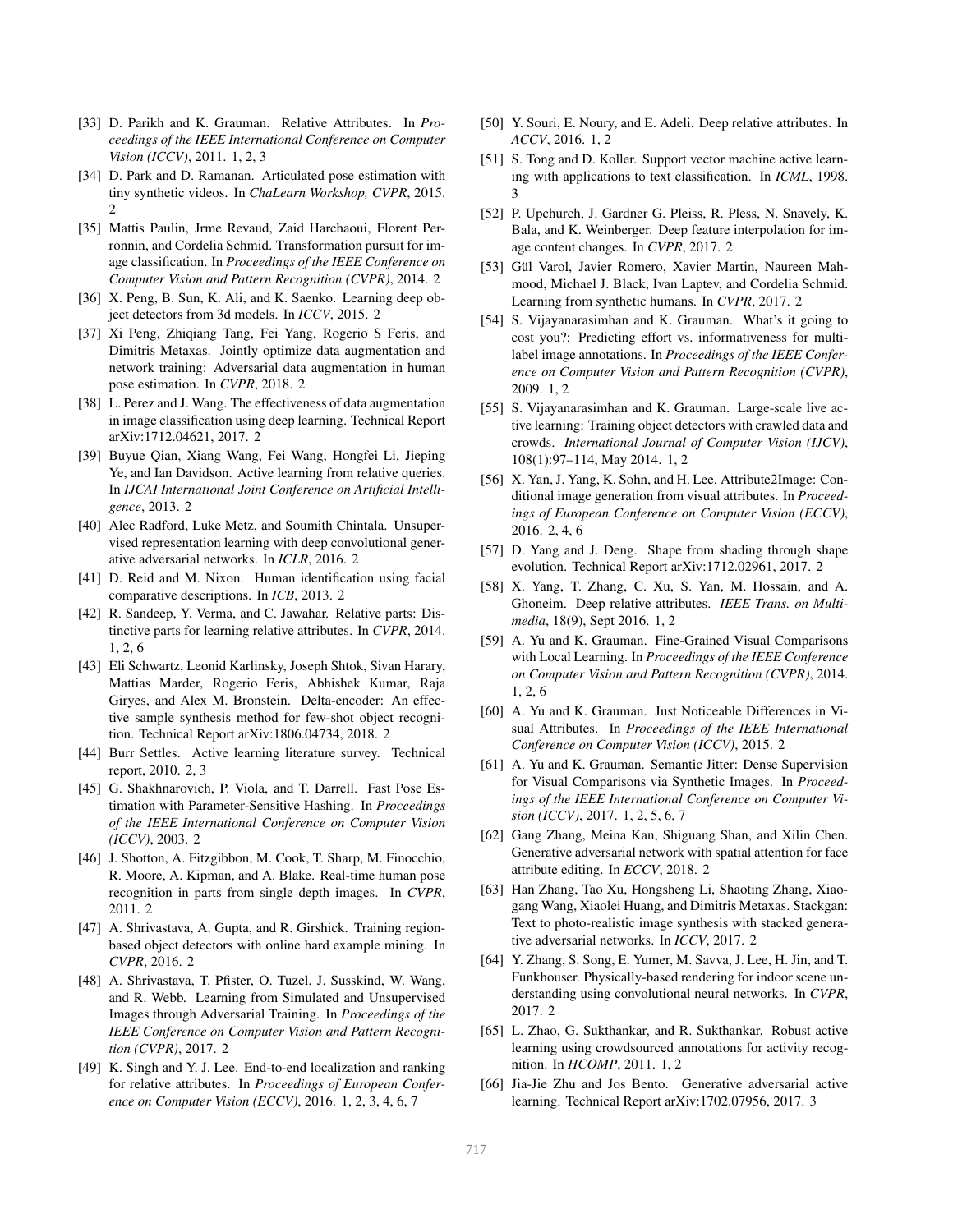[33] D. Parikh and K. Grauman. Relative Attributes. In *Proceedings of the IEEE International Conference on Computer Vision (ICCV)*, 2011. 1, 2, 3

[34] D. Park and D. Ramanan. Articulated pose estimation with tiny synthetic videos. In *ChaLearn Workshop, CVPR*, 2015. 2

[35] Mattis Paulin, Jrme Revaud, Zaid Harchaoui, Florent Perronnin, and Cordelia Schmid. Transformation pursuit for image classification. In *Proceedings of the IEEE Conference on Computer Vision and Pattern Recognition (CVPR)*, 2014. 2

[36] X. Peng, B. Sun, K. Ali, and K. Saenko. Learning deep object detectors from 3d models. In *ICCV*, 2015. 2

[37] Xi Peng, Zhiqiang Tang, Fei Yang, Rogerio S Feris, and Dimitris Metaxas. Jointly optimize data augmentation and network training: Adversarial data augmentation in human pose estimation. In *CVPR*, 2018. 2

[38] L. Perez and J. Wang. The effectiveness of data augmentation in image classification using deep learning. Technical Report arXiv:1712.04621, 2017. 2

[39] Buyue Qian, Xiang Wang, Fei Wang, Hongfei Li, Jieping Ye, and Ian Davidson. Active learning from relative queries. In *IJCAI International Joint Conference on Artificial Intelligence*, 2013. 2

[40] Alec Radford, Luke Metz, and Soumith Chintala. Unsupervised representation learning with deep convolutional generative adversarial networks. In *ICLR*, 2016. 2

[41] D. Reid and M. Nixon. Human identification using facial comparative descriptions. In *ICB*, 2013. 2

[42] R. Sandeep, Y. Verma, and C. Jawahar. Relative parts: Distinctive parts for learning relative attributes. In *CVPR*, 2014. 1, 2, 6

[43] Eli Schwartz, Leonid Karlinsky, Joseph Shtok, Sivan Harary, Mattias Marder, Rogerio Feris, Abhishek Kumar, Raja Giryes, and Alex M. Bronstein. Delta-encoder: An effective sample synthesis method for few-shot object recognition. Technical Report arXiv:1806.04734, 2018. 2

[44] Burr Settles. Active learning literature survey. Technical report, 2010. 2, 3

[45] G. Shakhnarovich, P. Viola, and T. Darrell. Fast Pose Estimation with Parameter-Sensitive Hashing. In *Proceedings of the IEEE International Conference on Computer Vision (ICCV)*, 2003. 2

[46] J. Shotton, A. Fitzgibbon, M. Cook, T. Sharp, M. Finocchio, R. Moore, A. Kipman, and A. Blake. Real-time human pose recognition in parts from single depth images. In *CVPR*, 2011. 2

[47] A. Shrivastava, A. Gupta, and R. Girshick. Training region-based object detectors with online hard example mining. In *CVPR*, 2016. 2

[48] A. Shrivastava, T. Pfister, O. Tuzel, J. Susskind, W. Wang, and R. Webb. Learning from Simulated and Unsupervised Images through Adversarial Training. In *Proceedings of the IEEE Conference on Computer Vision and Pattern Recognition (CVPR)*, 2017. 2

[49] K. Singh and Y. J. Lee. End-to-end localization and ranking for relative attributes. In *Proceedings of European Conference on Computer Vision (ECCV)*, 2016. 1, 2, 3, 4, 6, 7

[50] Y. Souri, E. Noury, and E. Adeli. Deep relative attributes. In *ACCV*, 2016. 1, 2

[51] S. Tong and D. Koller. Support vector machine active learning with applications to text classification. In *ICML*, 1998. 3

[52] P. Upchurch, J. Gardner G. Pleiss, R. Pless, N. Snavely, K. Bala, and K. Weinberger. Deep feature interpolation for image content changes. In *CVPR*, 2017. 2

[53] Gül Varol, Javier Romero, Xavier Martin, Naureen Mahmood, Michael J. Black, Ivan Laptev, and Cordelia Schmid. Learning from synthetic humans. In *CVPR*, 2017. 2

[54] S. Vijayanarasimhan and K. Grauman. What's it going to cost you?: Predicting effort vs. informativeness for multi-label image annotations. In *Proceedings of the IEEE Conference on Computer Vision and Pattern Recognition (CVPR)*, 2009. 1, 2

[55] S. Vijayanarasimhan and K. Grauman. Large-scale live active learning: Training object detectors with crawled data and crowds. *International Journal of Computer Vision (IJCV)*, 108(1):97–114, May 2014. 1, 2

[56] X. Yan, J. Yang, K. Sohn, and H. Lee. Attribute2Image: Conditional image generation from visual attributes. In *Proceedings of European Conference on Computer Vision (ECCV)*, 2016. 2, 4, 6

[57] D. Yang and J. Deng. Shape from shading through shape evolution. Technical Report arXiv:1712.02961, 2017. 2

[58] X. Yang, T. Zhang, C. Xu, S. Yan, M. Hossain, and A. Ghoneim. Deep relative attributes. *IEEE Trans. on Multimedia*, 18(9), Sept 2016. 1, 2

[59] A. Yu and K. Grauman. Fine-Grained Visual Comparisons with Local Learning. In *Proceedings of the IEEE Conference on Computer Vision and Pattern Recognition (CVPR)*, 2014. 1, 2, 6

[60] A. Yu and K. Grauman. Just Noticeable Differences in Visual Attributes. In *Proceedings of the IEEE International Conference on Computer Vision (ICCV)*, 2015. 2

[61] A. Yu and K. Grauman. Semantic Jitter: Dense Supervision for Visual Comparisons via Synthetic Images. In *Proceedings of the IEEE International Conference on Computer Vision (ICCV)*, 2017. 1, 2, 5, 6, 7

[62] Gang Zhang, Meina Kan, Shiguang Shan, and Xilin Chen. Generative adversarial network with spatial attention for face attribute editing. In *ECCV*, 2018. 2

[63] Han Zhang, Tao Xu, Hongsheng Li, Shaoting Zhang, Xiaogang Wang, Xiaolei Huang, and Dimitris Metaxas. Stackgan: Text to photo-realistic image synthesis with stacked generative adversarial networks. In *ICCV*, 2017. 2

[64] Y. Zhang, S. Song, E. Yumer, M. Savva, J. Lee, H. Jin, and T. Funkhouser. Physically-based rendering for indoor scene understanding using convolutional neural networks. In *CVPR*, 2017. 2

[65] L. Zhao, G. Sukthankar, and R. Sukthankar. Robust active learning using crowdsourced annotations for activity recognition. In *HCOMP*, 2011. 1, 2

[66] Jia-Jie Zhu and Jos Bento. Generative adversarial active learning. Technical Report arXiv:1702.07956, 2017. 3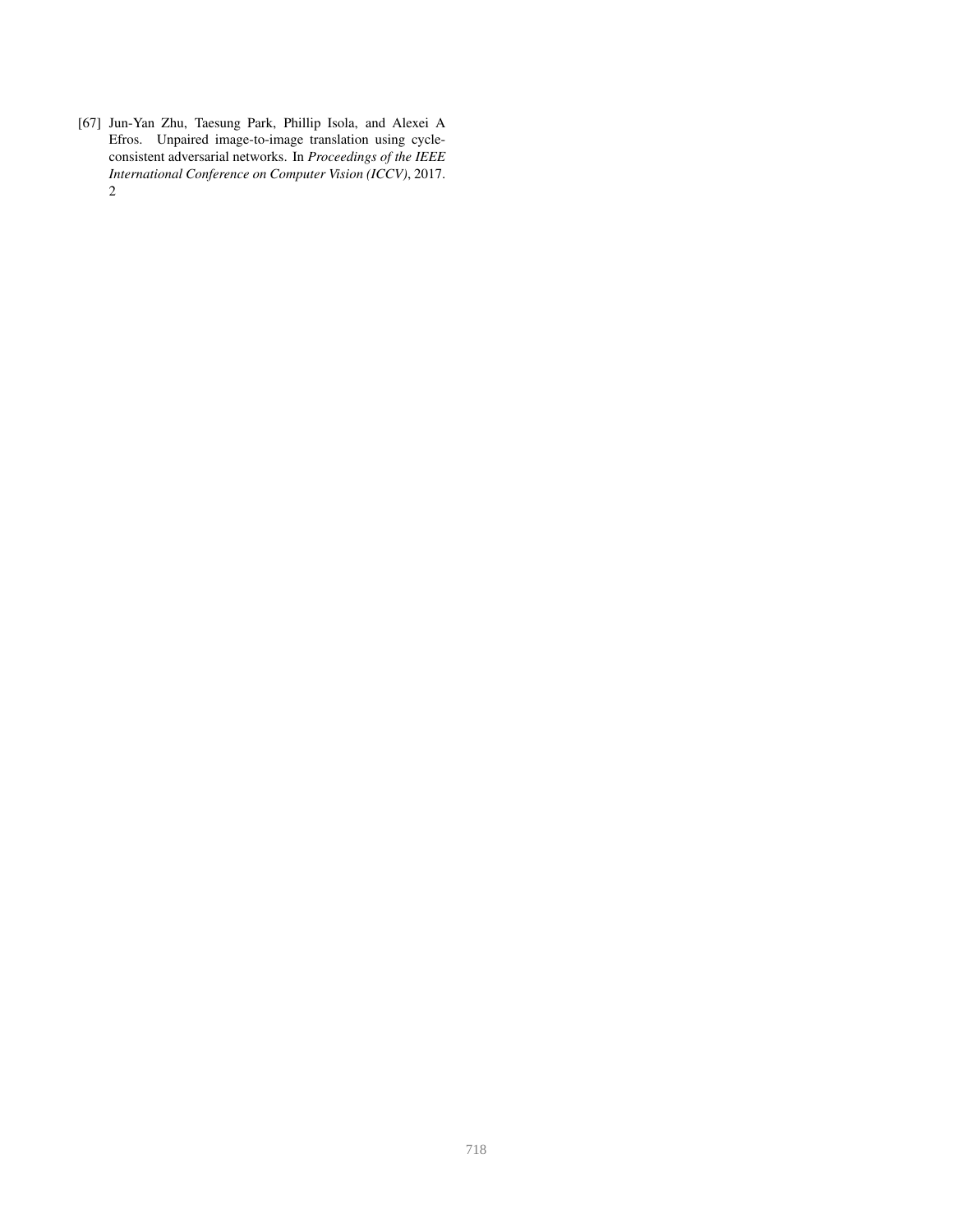[67] Jun-Yan Zhu, Taesung Park, Phillip Isola, and Alexei A Efros. Unpaired image-to-image translation using cycle-consistent adversarial networks. In *Proceedings of the IEEE International Conference on Computer Vision (ICCV)*, 2017. 2